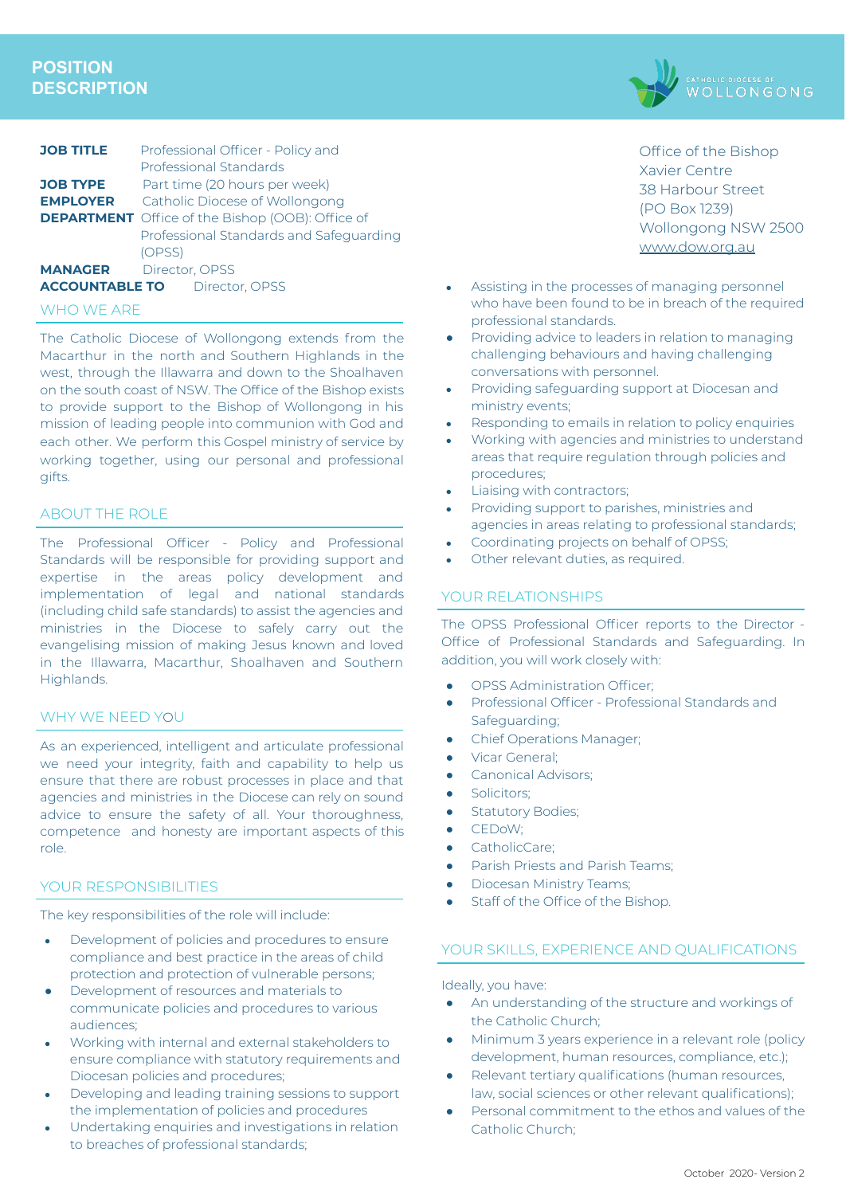# POSITION DESCRIPTION

**JOB TITLE** Professional Officer - Policy and Professional Standards
**JOB TYPE** Part time (20 hours per week)
**EMPLOYER** Catholic Diocese of Wollongong
**DEPARTMENT** Office of the Bishop (OOB): Office of Professional Standards and Safeguarding (OPSS)
**MANAGER** Director, OPSS
**ACCOUNTABLE TO** Director, OPSS

Office of the Bishop
Xavier Centre
38 Harbour Street
(PO Box 1239)
Wollongong NSW 2500
www.dow.org.au

## WHO WE ARE

The Catholic Diocese of Wollongong extends from the Macarthur in the north and Southern Highlands in the west, through the Illawarra and down to the Shoalhaven on the south coast of NSW. The Office of the Bishop exists to provide support to the Bishop of Wollongong in his mission of leading people into communion with God and each other. We perform this Gospel ministry of service by working together, using our personal and professional gifts.

## ABOUT THE ROLE

The Professional Officer - Policy and Professional Standards will be responsible for providing support and expertise in the areas policy development and implementation of legal and national standards (including child safe standards) to assist the agencies and ministries in the Diocese to safely carry out the evangelising mission of making Jesus known and loved in the Illawarra, Macarthur, Shoalhaven and Southern Highlands.

## WHY WE NEED YOU

As an experienced, intelligent and articulate professional we need your integrity, faith and capability to help us ensure that there are robust processes in place and that agencies and ministries in the Diocese can rely on sound advice to ensure the safety of all. Your thoroughness, competence and honesty are important aspects of this role.

## YOUR RESPONSIBILITIES

The key responsibilities of the role will include:

- Development of policies and procedures to ensure compliance and best practice in the areas of child protection and protection of vulnerable persons;
- Development of resources and materials to communicate policies and procedures to various audiences;
- Working with internal and external stakeholders to ensure compliance with statutory requirements and Diocesan policies and procedures;
- Developing and leading training sessions to support the implementation of policies and procedures
- Undertaking enquiries and investigations in relation to breaches of professional standards;
- Assisting in the processes of managing personnel who have been found to be in breach of the required professional standards.
- Providing advice to leaders in relation to managing challenging behaviours and having challenging conversations with personnel.
- Providing safeguarding support at Diocesan and ministry events;
- Responding to emails in relation to policy enquiries
- Working with agencies and ministries to understand areas that require regulation through policies and procedures;
- Liaising with contractors;
- Providing support to parishes, ministries and agencies in areas relating to professional standards;
- Coordinating projects on behalf of OPSS;
- Other relevant duties, as required.

## YOUR RELATIONSHIPS

The OPSS Professional Officer reports to the Director - Office of Professional Standards and Safeguarding. In addition, you will work closely with:

- OPSS Administration Officer;
- Professional Officer - Professional Standards and Safeguarding;
- Chief Operations Manager;
- Vicar General;
- Canonical Advisors;
- Solicitors;
- Statutory Bodies;
- CEDoW;
- CatholicCare;
- Parish Priests and Parish Teams;
- Diocesan Ministry Teams;
- Staff of the Office of the Bishop.

## YOUR SKILLS, EXPERIENCE AND QUALIFICATIONS

Ideally, you have:

- An understanding of the structure and workings of the Catholic Church;
- Minimum 3 years experience in a relevant role (policy development, human resources, compliance, etc.);
- Relevant tertiary qualifications (human resources, law, social sciences or other relevant qualifications);
- Personal commitment to the ethos and values of the Catholic Church;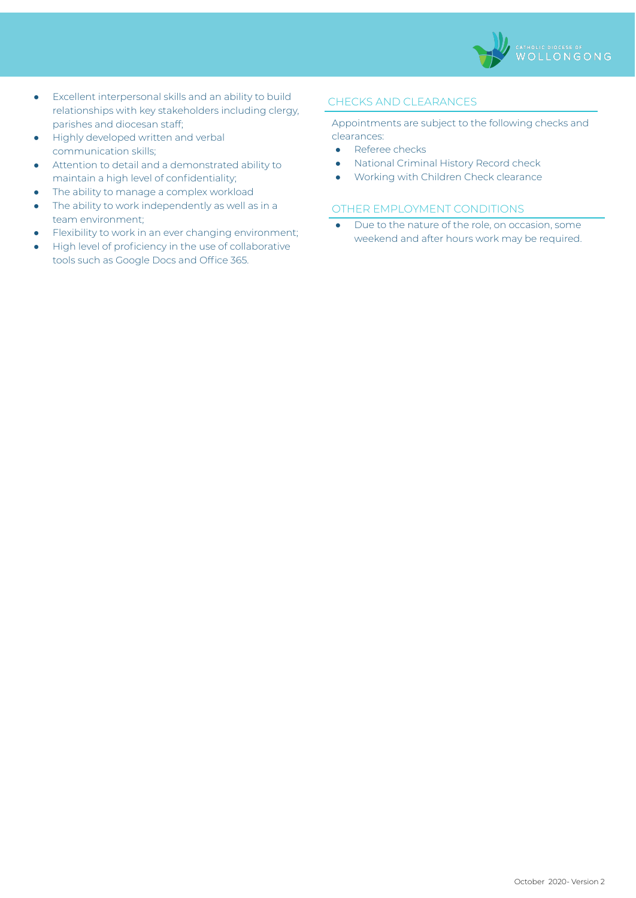- Excellent interpersonal skills and an ability to build relationships with key stakeholders including clergy, parishes and diocesan staff;
- Highly developed written and verbal communication skills;
- Attention to detail and a demonstrated ability to maintain a high level of confidentiality;
- The ability to manage a complex workload
- The ability to work independently as well as in a team environment;
- Flexibility to work in an ever changing environment;
- High level of proficiency in the use of collaborative tools such as Google Docs and Office 365.

## CHECKS AND CLEARANCES

Appointments are subject to the following checks and clearances:

- Referee checks
- National Criminal History Record check
- Working with Children Check clearance

## OTHER EMPLOYMENT CONDITIONS

- Due to the nature of the role, on occasion, some weekend and after hours work may be required.

October 2020- Version 2